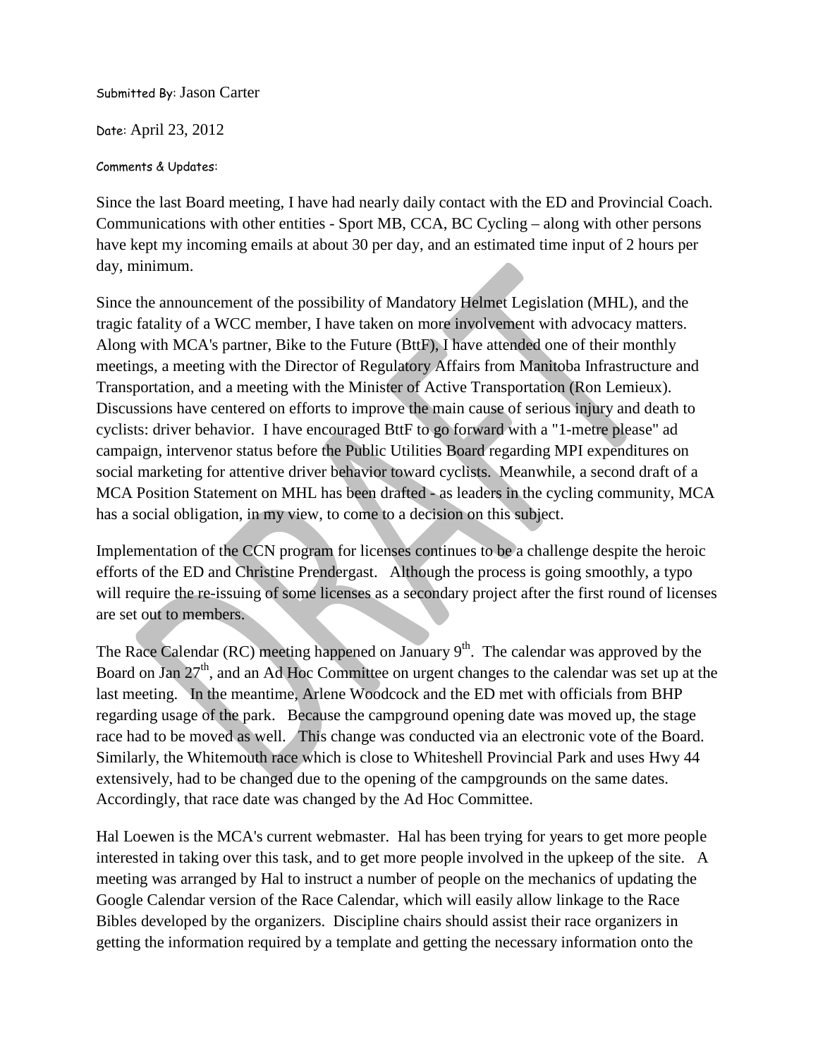Submitted By: Jason Carter

Date: April 23, 2012

Comments & Updates:

Since the last Board meeting, I have had nearly daily contact with the ED and Provincial Coach. Communications with other entities - Sport MB, CCA, BC Cycling – along with other persons have kept my incoming emails at about 30 per day, and an estimated time input of 2 hours per day, minimum.

Since the announcement of the possibility of Mandatory Helmet Legislation (MHL), and the tragic fatality of a WCC member, I have taken on more involvement with advocacy matters. Along with MCA's partner, Bike to the Future (BttF), I have attended one of their monthly meetings, a meeting with the Director of Regulatory Affairs from Manitoba Infrastructure and Transportation, and a meeting with the Minister of Active Transportation (Ron Lemieux). Discussions have centered on efforts to improve the main cause of serious injury and death to cyclists: driver behavior. I have encouraged BttF to go forward with a "1-metre please" ad campaign, intervenor status before the Public Utilities Board regarding MPI expenditures on social marketing for attentive driver behavior toward cyclists. Meanwhile, a second draft of a MCA Position Statement on MHL has been drafted - as leaders in the cycling community, MCA has a social obligation, in my view, to come to a decision on this subject.

Implementation of the CCN program for licenses continues to be a challenge despite the heroic efforts of the ED and Christine Prendergast. Although the process is going smoothly, a typo will require the re-issuing of some licenses as a secondary project after the first round of licenses are set out to members.

The Race Calendar (RC) meeting happened on January 9th. The calendar was approved by the Board on Jan 27th, and an Ad Hoc Committee on urgent changes to the calendar was set up at the last meeting. In the meantime, Arlene Woodcock and the ED met with officials from BHP regarding usage of the park. Because the campground opening date was moved up, the stage race had to be moved as well. This change was conducted via an electronic vote of the Board. Similarly, the Whitemouth race which is close to Whiteshell Provincial Park and uses Hwy 44 extensively, had to be changed due to the opening of the campgrounds on the same dates. Accordingly, that race date was changed by the Ad Hoc Committee.

Hal Loewen is the MCA's current webmaster. Hal has been trying for years to get more people interested in taking over this task, and to get more people involved in the upkeep of the site. A meeting was arranged by Hal to instruct a number of people on the mechanics of updating the Google Calendar version of the Race Calendar, which will easily allow linkage to the Race Bibles developed by the organizers. Discipline chairs should assist their race organizers in getting the information required by a template and getting the necessary information onto the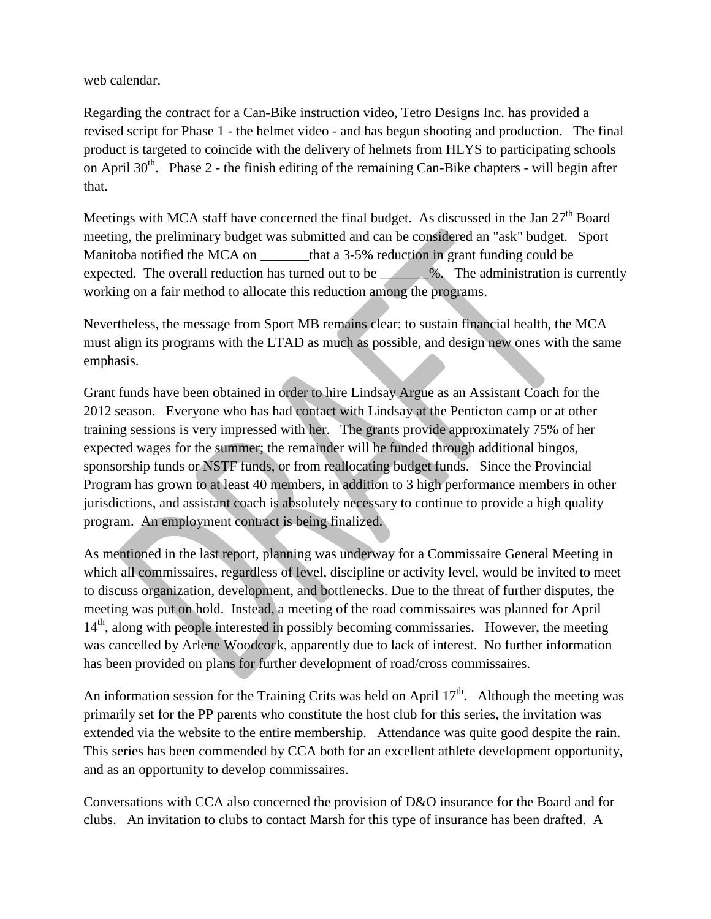web calendar.

Regarding the contract for a Can-Bike instruction video, Tetro Designs Inc. has provided a revised script for Phase 1 - the helmet video - and has begun shooting and production. The final product is targeted to coincide with the delivery of helmets from HLYS to participating schools on April 30th. Phase 2 - the finish editing of the remaining Can-Bike chapters - will begin after that.

Meetings with MCA staff have concerned the final budget. As discussed in the Jan 27th Board meeting, the preliminary budget was submitted and can be considered an "ask" budget. Sport Manitoba notified the MCA on _______that a 3-5% reduction in grant funding could be expected. The overall reduction has turned out to be _______%. The administration is currently working on a fair method to allocate this reduction among the programs.

Nevertheless, the message from Sport MB remains clear: to sustain financial health, the MCA must align its programs with the LTAD as much as possible, and design new ones with the same emphasis.

Grant funds have been obtained in order to hire Lindsay Argue as an Assistant Coach for the 2012 season. Everyone who has had contact with Lindsay at the Penticton camp or at other training sessions is very impressed with her. The grants provide approximately 75% of her expected wages for the summer; the remainder will be funded through additional bingos, sponsorship funds or NSTF funds, or from reallocating budget funds. Since the Provincial Program has grown to at least 40 members, in addition to 3 high performance members in other jurisdictions, and assistant coach is absolutely necessary to continue to provide a high quality program. An employment contract is being finalized.

As mentioned in the last report, planning was underway for a Commissaire General Meeting in which all commissaires, regardless of level, discipline or activity level, would be invited to meet to discuss organization, development, and bottlenecks. Due to the threat of further disputes, the meeting was put on hold. Instead, a meeting of the road commissaires was planned for April 14th, along with people interested in possibly becoming commissaires. However, the meeting was cancelled by Arlene Woodcock, apparently due to lack of interest. No further information has been provided on plans for further development of road/cross commissaires.

An information session for the Training Crits was held on April 17th. Although the meeting was primarily set for the PP parents who constitute the host club for this series, the invitation was extended via the website to the entire membership. Attendance was quite good despite the rain. This series has been commended by CCA both for an excellent athlete development opportunity, and as an opportunity to develop commissaires.

Conversations with CCA also concerned the provision of D&O insurance for the Board and for clubs. An invitation to clubs to contact Marsh for this type of insurance has been drafted. A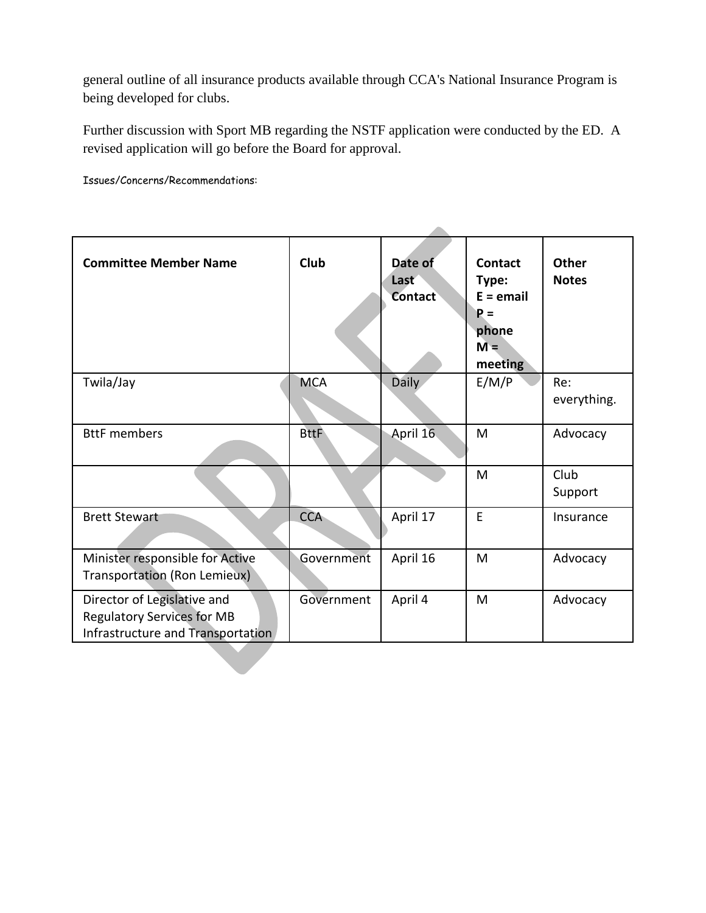general outline of all insurance products available through CCA's National Insurance Program is being developed for clubs.

Further discussion with Sport MB regarding the NSTF application were conducted by the ED. A revised application will go before the Board for approval.

Issues/Concerns/Recommendations:

| Committee Member Name | Club | Date of Last Contact | Contact Type: E = email P = phone M = meeting | Other Notes |
|---|---|---|---|---|
| Twila/Jay | MCA | Daily | E/M/P | Re: everything. |
| BttF members | BttF | April 16 | M | Advocacy |
| | | | M | Club Support |
| Brett Stewart | CCA | April 17 | E | Insurance |
| Minister responsible for Active Transportation (Ron Lemieux) | Government | April 16 | M | Advocacy |
| Director of Legislative and Regulatory Services for MB Infrastructure and Transportation | Government | April 4 | M | Advocacy |

DRAFT